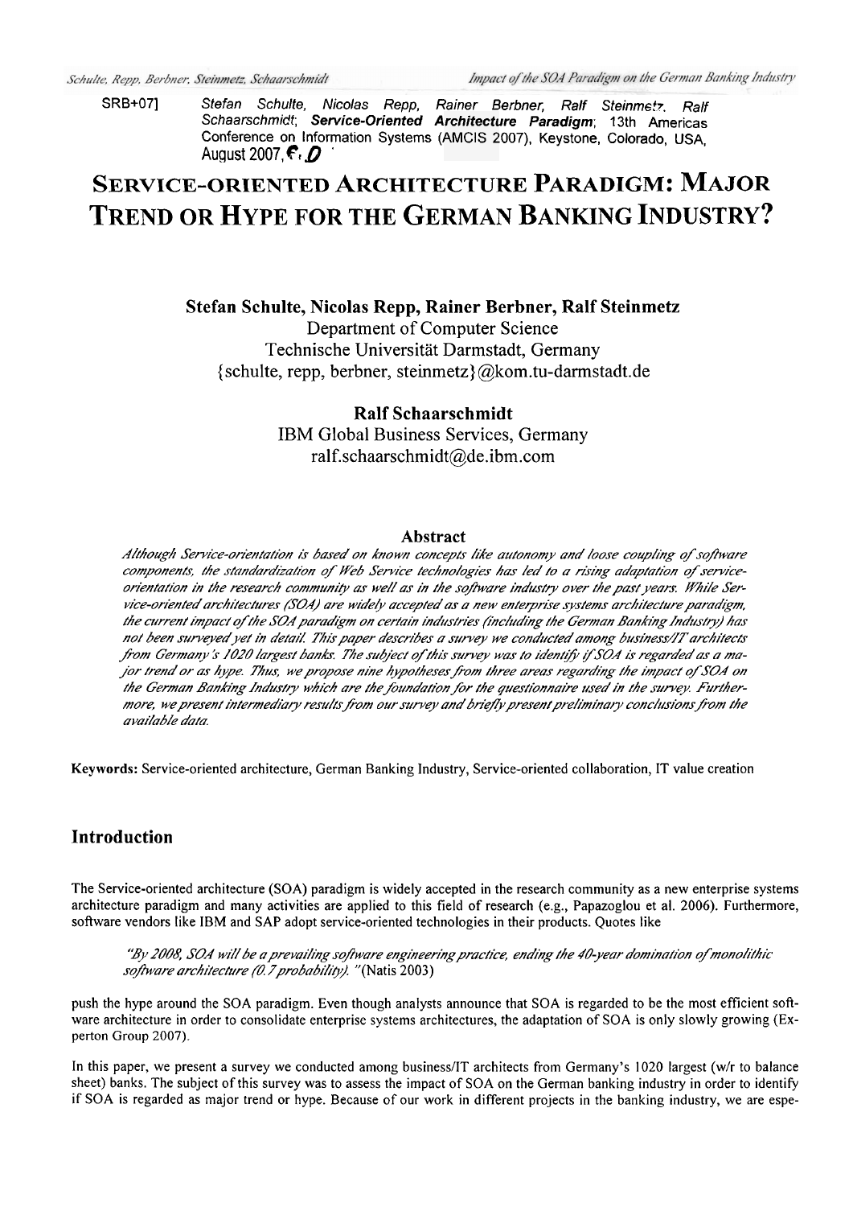SRB+07] *Stefan Schulte, Nicolas Repp, Rainer Berbner, Ralf Steinmetz, Ralf Schaarschmidt*; ***Service-Oriented Architecture Paradigm***; 13th Americas Conference on Information Systems (AMCIS 2007), Keystone, Colorado, USA, August 2007, **S. D**

# SERVICE-ORIENTED ARCHITECTURE PARADIGM: MAJOR TREND OR HYPE FOR THE GERMAN BANKING INDUSTRY?

**Stefan Schulte, Nicolas Repp, Rainer Berbner, Ralf Steinmetz**
Department of Computer Science
Technische Universität Darmstadt, Germany
{schulte, repp, berbner, steinmetz}@kom.tu-darmstadt.de

**Ralf Schaarschmidt**
IBM Global Business Services, Germany
ralf.schaarschmidt@de.ibm.com

### Abstract

*Although Service-orientation is based on known concepts like autonomy and loose coupling of software components, the standardization of Web Service technologies has led to a rising adaptation of service-orientation in the research community as well as in the software industry over the past years. While Service-oriented architectures (SOA) are widely accepted as a new enterprise systems architecture paradigm, the current impact of the SOA paradigm on certain industries (including the German Banking Industry) has not been surveyed yet in detail. This paper describes a survey we conducted among business/IT architects from Germany's 1020 largest banks. The subject of this survey was to identify if SOA is regarded as a major trend or as hype. Thus, we propose nine hypotheses from three areas regarding the impact of SOA on the German Banking Industry which are the foundation for the questionnaire used in the survey. Furthermore, we present intermediary results from our survey and briefly present preliminary conclusions from the available data.*

**Keywords:** Service-oriented architecture, German Banking Industry, Service-oriented collaboration, IT value creation

## Introduction

The Service-oriented architecture (SOA) paradigm is widely accepted in the research community as a new enterprise systems architecture paradigm and many activities are applied to this field of research (e.g., Papazoglou et al. 2006). Furthermore, software vendors like IBM and SAP adopt service-oriented technologies in their products. Quotes like

> *"By 2008, SOA will be a prevailing software engineering practice, ending the 40-year domination of monolithic software architecture (0.7 probability)."* (Natis 2003)

push the hype around the SOA paradigm. Even though analysts announce that SOA is regarded to be the most efficient software architecture in order to consolidate enterprise systems architectures, the adaptation of SOA is only slowly growing (Experton Group 2007).

In this paper, we present a survey we conducted among business/IT architects from Germany's 1020 largest (w/r to balance sheet) banks. The subject of this survey was to assess the impact of SOA on the German banking industry in order to identify if SOA is regarded as major trend or hype. Because of our work in different projects in the banking industry, we are espe-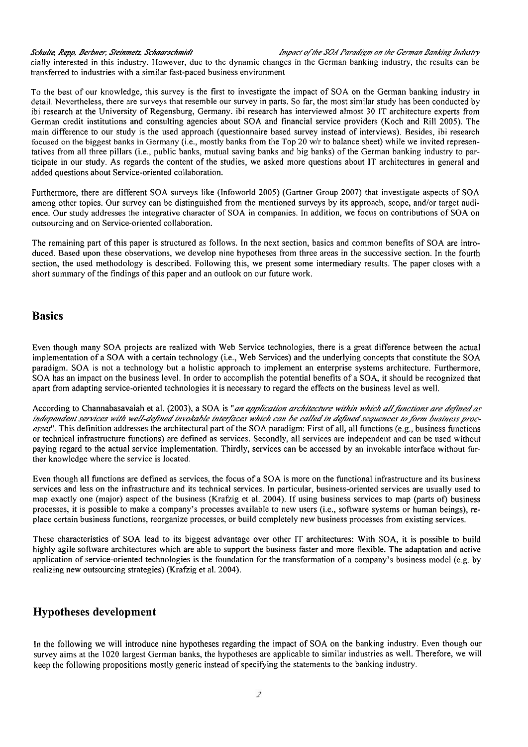cially interested in this industry. However, due to the dynamic changes in the German banking industry, the results can be transferred to industries with a similar fast-paced business environment

To the best of our knowledge, this survey is the first to investigate the impact of SOA on the German banking industry in detail. Nevertheless, there are surveys that resemble our survey in parts. So far, the most similar study has been conducted by ibi research at the University of Regensburg, Germany. ibi research has interviewed almost 30 IT architecture experts from German credit institutions and consulting agencies about SOA and financial service providers (Koch and Rill 2005). The main difference to our study is the used approach (questionnaire based survey instead of interviews). Besides, ibi research focused on the biggest banks in Germany (i.e., mostly banks from the Top 20 w/r to balance sheet) while we invited representatives from all three pillars (i.e., public banks, mutual saving banks and big banks) of the German banking industry to participate in our study. As regards the content of the studies, we asked more questions about IT architectures in general and added questions about Service-oriented collaboration.

Furthermore, there are different SOA surveys like (Infoworld 2005) (Gartner Group 2007) that investigate aspects of SOA among other topics. Our survey can be distinguished from the mentioned surveys by its approach, scope, and/or target audience. Our study addresses the integrative character of SOA in companies. In addition, we focus on contributions of SOA on outsourcing and on Service-oriented collaboration.

The remaining part of this paper is structured as follows. In the next section, basics and common benefits of SOA are introduced. Based upon these observations, we develop nine hypotheses from three areas in the successive section. In the fourth section, the used methodology is described. Following this, we present some intermediary results. The paper closes with a short summary of the findings of this paper and an outlook on our future work.

## Basics

Even though many SOA projects are realized with Web Service technologies, there is a great difference between the actual implementation of a SOA with a certain technology (i.e., Web Services) and the underlying concepts that constitute the SOA paradigm. SOA is not a technology but a holistic approach to implement an enterprise systems architecture. Furthermore, SOA has an impact on the business level. In order to accomplish the potential benefits of a SOA, it should be recognized that apart from adapting service-oriented technologies it is necessary to regard the effects on the business level as well.

According to Channabasavaiah et al. (2003), a SOA is "*an application architecture within which all functions are defined as independent services with well-defined invokable interfaces which can be called in defined sequences to form business processes*". This definition addresses the architectural part of the SOA paradigm: First of all, all functions (e.g., business functions or technical infrastructure functions) are defined as services. Secondly, all services are independent and can be used without paying regard to the actual service implementation. Thirdly, services can be accessed by an invokable interface without further knowledge where the service is located.

Even though all functions are defined as services, the focus of a SOA is more on the functional infrastructure and its business services and less on the infrastructure and its technical services. In particular, business-oriented services are usually used to map exactly one (major) aspect of the business (Krafzig et al. 2004). If using business services to map (parts of) business processes, it is possible to make a company's processes available to new users (i.e., software systems or human beings), replace certain business functions, reorganize processes, or build completely new business processes from existing services.

These characteristics of SOA lead to its biggest advantage over other IT architectures: With SOA, it is possible to build highly agile software architectures which are able to support the business faster and more flexible. The adaptation and active application of service-oriented technologies is the foundation for the transformation of a company's business model (e.g. by realizing new outsourcing strategies) (Krafzig et al. 2004).

## Hypotheses development

In the following we will introduce nine hypotheses regarding the impact of SOA on the banking industry. Even though our survey aims at the 1020 largest German banks, the hypotheses are applicable to similar industries as well. Therefore, we will keep the following propositions mostly generic instead of specifying the statements to the banking industry.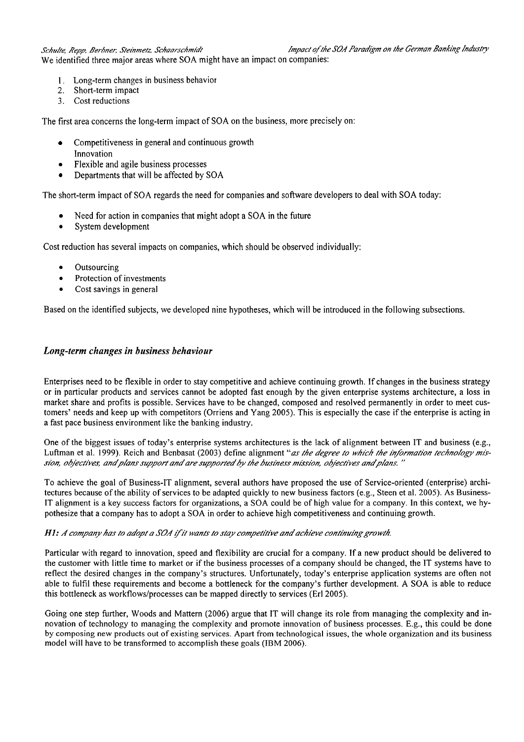We identified three major areas where SOA might have an impact on companies:

1. Long-term changes in business behavior
2. Short-term impact
3. Cost reductions

The first area concerns the long-term impact of SOA on the business, more precisely on:

- Competitiveness in general and continuous growth
  Innovation
- Flexible and agile business processes
- Departments that will be affected by SOA

The short-term impact of SOA regards the need for companies and software developers to deal with SOA today:

- Need for action in companies that might adopt a SOA in the future
- System development

Cost reduction has several impacts on companies, which should be observed individually:

- Outsourcing
- Protection of investments
- Cost savings in general

Based on the identified subjects, we developed nine hypotheses, which will be introduced in the following subsections.

### *Long-term changes in business behaviour*

Enterprises need to be flexible in order to stay competitive and achieve continuing growth. If changes in the business strategy or in particular products and services cannot be adopted fast enough by the given enterprise systems architecture, a loss in market share and profits is possible. Services have to be changed, composed and resolved permanently in order to meet customers' needs and keep up with competitors (Orriens and Yang 2005). This is especially the case if the enterprise is acting in a fast pace business environment like the banking industry.

One of the biggest issues of today's enterprise systems architectures is the lack of alignment between IT and business (e.g., Luftman et al. 1999). Reich and Benbasat (2003) define alignment *"as the degree to which the information technology mission, objectives, and plans support and are supported by the business mission, objectives and plans."*

To achieve the goal of Business-IT alignment, several authors have proposed the use of Service-oriented (enterprise) architectures because of the ability of services to be adapted quickly to new business factors (e.g., Steen et al. 2005). As Business-IT alignment is a key success factors for organizations, a SOA could be of high value for a company. In this context, we hypothesize that a company has to adopt a SOA in order to achieve high competitiveness and continuing growth.

***H1:*** *A company has to adopt a SOA if it wants to stay competitive and achieve continuing growth.*

Particular with regard to innovation, speed and flexibility are crucial for a company. If a new product should be delivered to the customer with little time to market or if the business processes of a company should be changed, the IT systems have to reflect the desired changes in the company's structures. Unfortunately, today's enterprise application systems are often not able to fulfil these requirements and become a bottleneck for the company's further development. A SOA is able to reduce this bottleneck as workflows/processes can be mapped directly to services (Erl 2005).

Going one step further, Woods and Mattern (2006) argue that IT will change its role from managing the complexity and innovation of technology to managing the complexity and promote innovation of business processes. E.g., this could be done by composing new products out of existing services. Apart from technological issues, the whole organization and its business model will have to be transformed to accomplish these goals (IBM 2006).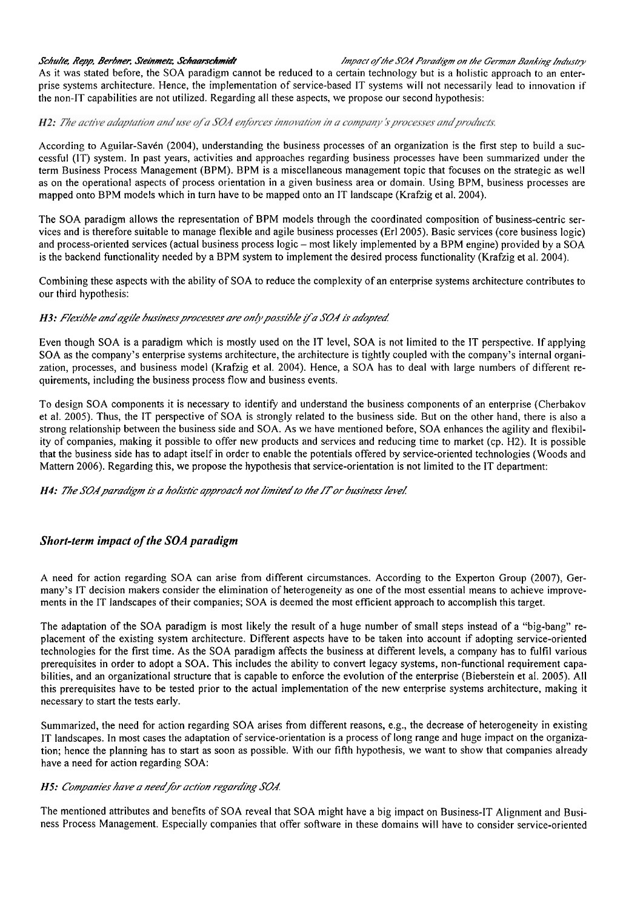As it was stated before, the SOA paradigm cannot be reduced to a certain technology but is a holistic approach to an enterprise systems architecture. Hence, the implementation of service-based IT systems will not necessarily lead to innovation if the non-IT capabilities are not utilized. Regarding all these aspects, we propose our second hypothesis:

***H2:** The active adaptation and use of a SOA enforces innovation in a company's processes and products.*

According to Aguilar-Savén (2004), understanding the business processes of an organization is the first step to build a successful (IT) system. In past years, activities and approaches regarding business processes have been summarized under the term Business Process Management (BPM). BPM is a miscellaneous management topic that focuses on the strategic as well as on the operational aspects of process orientation in a given business area or domain. Using BPM, business processes are mapped onto BPM models which in turn have to be mapped onto an IT landscape (Krafzig et al. 2004).

The SOA paradigm allows the representation of BPM models through the coordinated composition of business-centric services and is therefore suitable to manage flexible and agile business processes (Erl 2005). Basic services (core business logic) and process-oriented services (actual business process logic – most likely implemented by a BPM engine) provided by a SOA is the backend functionality needed by a BPM system to implement the desired process functionality (Krafzig et al. 2004).

Combining these aspects with the ability of SOA to reduce the complexity of an enterprise systems architecture contributes to our third hypothesis:

***H3:** Flexible and agile business processes are only possible if a SOA is adopted.*

Even though SOA is a paradigm which is mostly used on the IT level, SOA is not limited to the IT perspective. If applying SOA as the company's enterprise systems architecture, the architecture is tightly coupled with the company's internal organization, processes, and business model (Krafzig et al. 2004). Hence, a SOA has to deal with large numbers of different requirements, including the business process flow and business events.

To design SOA components it is necessary to identify and understand the business components of an enterprise (Cherbakov et al. 2005). Thus, the IT perspective of SOA is strongly related to the business side. But on the other hand, there is also a strong relationship between the business side and SOA. As we have mentioned before, SOA enhances the agility and flexibility of companies, making it possible to offer new products and services and reducing time to market (cp. H2). It is possible that the business side has to adapt itself in order to enable the potentials offered by service-oriented technologies (Woods and Mattern 2006). Regarding this, we propose the hypothesis that service-orientation is not limited to the IT department:

***H4:** The SOA paradigm is a holistic approach not limited to the IT or business level.*

## Short-term impact of the SOA paradigm

A need for action regarding SOA can arise from different circumstances. According to the Experton Group (2007), Germany's IT decision makers consider the elimination of heterogeneity as one of the most essential means to achieve improvements in the IT landscapes of their companies; SOA is deemed the most efficient approach to accomplish this target.

The adaptation of the SOA paradigm is most likely the result of a huge number of small steps instead of a "big-bang" replacement of the existing system architecture. Different aspects have to be taken into account if adopting service-oriented technologies for the first time. As the SOA paradigm affects the business at different levels, a company has to fulfil various prerequisites in order to adopt a SOA. This includes the ability to convert legacy systems, non-functional requirement capabilities, and an organizational structure that is capable to enforce the evolution of the enterprise (Bieberstein et al. 2005). All this prerequisites have to be tested prior to the actual implementation of the new enterprise systems architecture, making it necessary to start the tests early.

Summarized, the need for action regarding SOA arises from different reasons, e.g., the decrease of heterogeneity in existing IT landscapes. In most cases the adaptation of service-orientation is a process of long range and huge impact on the organization; hence the planning has to start as soon as possible. With our fifth hypothesis, we want to show that companies already have a need for action regarding SOA:

***H5:** Companies have a need for action regarding SOA.*

The mentioned attributes and benefits of SOA reveal that SOA might have a big impact on Business-IT Alignment and Business Process Management. Especially companies that offer software in these domains will have to consider service-oriented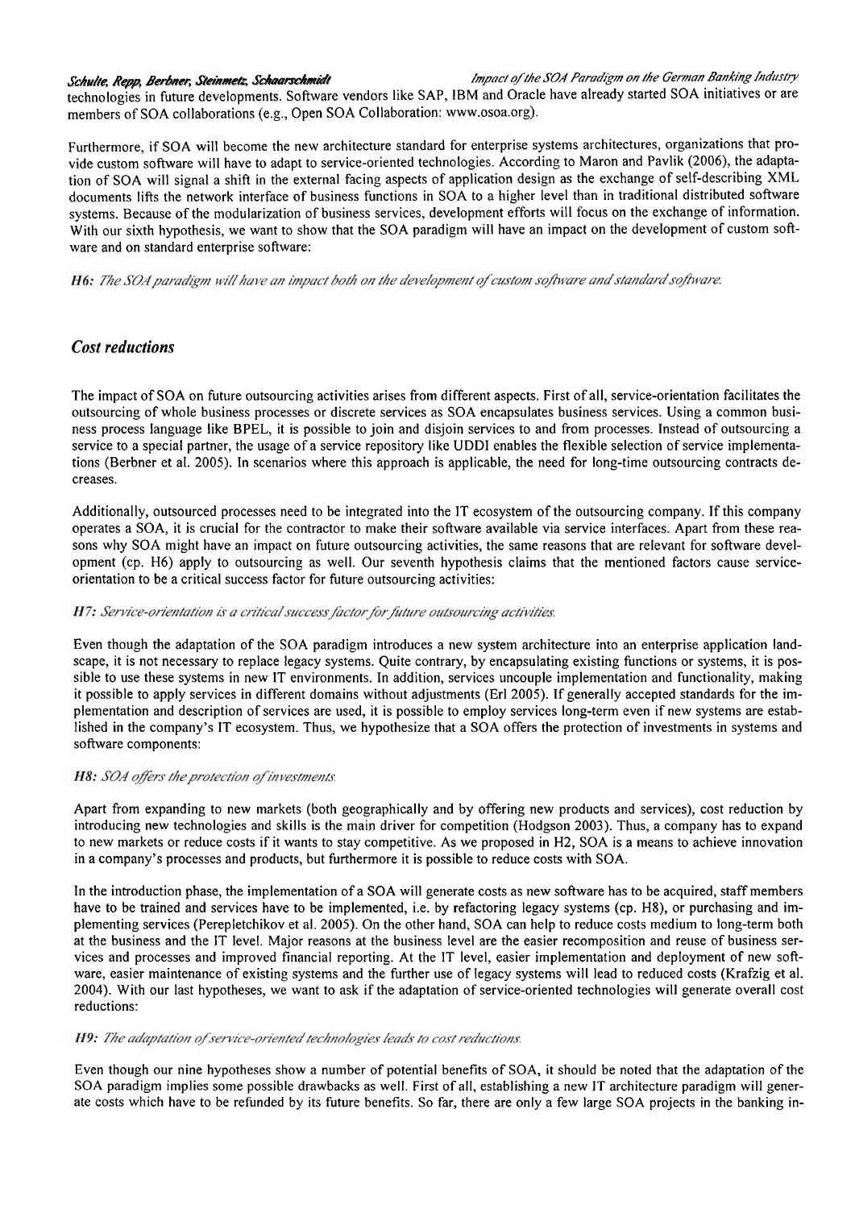technologies in future developments. Software vendors like SAP, IBM and Oracle have already started SOA initiatives or are members of SOA collaborations (e.g., Open SOA Collaboration: www.osoa.org).

Furthermore, if SOA will become the new architecture standard for enterprise systems architectures, organizations that provide custom software will have to adapt to service-oriented technologies. According to Maron and Pavlik (2006), the adaptation of SOA will signal a shift in the external facing aspects of application design as the exchange of self-describing XML documents lifts the network interface of business functions in SOA to a higher level than in traditional distributed software systems. Because of the modularization of business services, development efforts will focus on the exchange of information. With our sixth hypothesis, we want to show that the SOA paradigm will have an impact on the development of custom software and on standard enterprise software:

***H6:*** *The SOA paradigm will have an impact both on the development of custom software and standard software.*

## Cost reductions

The impact of SOA on future outsourcing activities arises from different aspects. First of all, service-orientation facilitates the outsourcing of whole business processes or discrete services as SOA encapsulates business services. Using a common business process language like BPEL, it is possible to join and disjoin services to and from processes. Instead of outsourcing a service to a special partner, the usage of a service repository like UDDI enables the flexible selection of service implementations (Berbner et al. 2005). In scenarios where this approach is applicable, the need for long-time outsourcing contracts decreases.

Additionally, outsourced processes need to be integrated into the IT ecosystem of the outsourcing company. If this company operates a SOA, it is crucial for the contractor to make their software available via service interfaces. Apart from these reasons why SOA might have an impact on future outsourcing activities, the same reasons that are relevant for software development (cp. H6) apply to outsourcing as well. Our seventh hypothesis claims that the mentioned factors cause service-orientation to be a critical success factor for future outsourcing activities:

***H7:*** *Service-orientation is a critical success factor for future outsourcing activities.*

Even though the adaptation of the SOA paradigm introduces a new system architecture into an enterprise application landscape, it is not necessary to replace legacy systems. Quite contrary, by encapsulating existing functions or systems, it is possible to use these systems in new IT environments. In addition, services uncouple implementation and functionality, making it possible to apply services in different domains without adjustments (Erl 2005). If generally accepted standards for the implementation and description of services are used, it is possible to employ services long-term even if new systems are established in the company's IT ecosystem. Thus, we hypothesize that a SOA offers the protection of investments in systems and software components:

***H8:*** *SOA offers the protection of investments.*

Apart from expanding to new markets (both geographically and by offering new products and services), cost reduction by introducing new technologies and skills is the main driver for competition (Hodgson 2003). Thus, a company has to expand to new markets or reduce costs if it wants to stay competitive. As we proposed in H2, SOA is a means to achieve innovation in a company's processes and products, but furthermore it is possible to reduce costs with SOA.

In the introduction phase, the implementation of a SOA will generate costs as new software has to be acquired, staff members have to be trained and services have to be implemented, i.e. by refactoring legacy systems (cp. H8), or purchasing and implementing services (Perepletchikov et al. 2005). On the other hand, SOA can help to reduce costs medium to long-term both at the business and the IT level. Major reasons at the business level are the easier recomposition and reuse of business services and processes and improved financial reporting. At the IT level, easier implementation and deployment of new software, easier maintenance of existing systems and the further use of legacy systems will lead to reduced costs (Krafzig et al. 2004). With our last hypotheses, we want to ask if the adaptation of service-oriented technologies will generate overall cost reductions:

***H9:*** *The adaptation of service-oriented technologies leads to cost reductions.*

Even though our nine hypotheses show a number of potential benefits of SOA, it should be noted that the adaptation of the SOA paradigm implies some possible drawbacks as well. First of all, establishing a new IT architecture paradigm will generate costs which have to be refunded by its future benefits. So far, there are only a few large SOA projects in the banking in-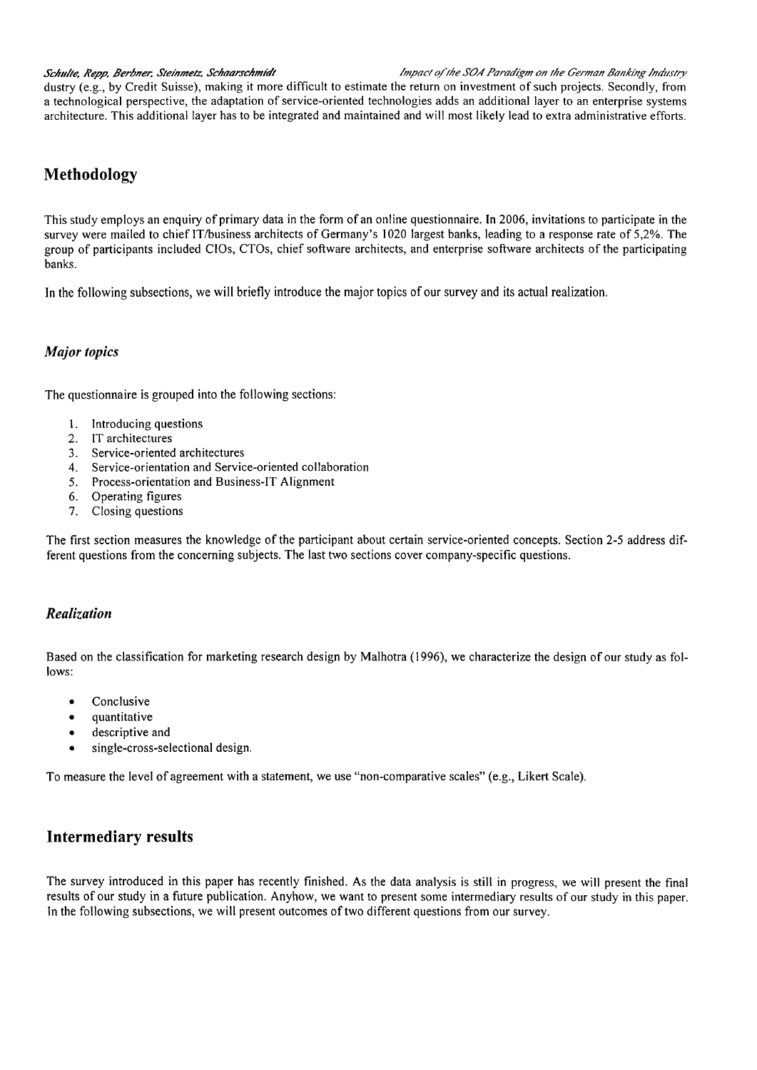dustry (e.g., by Credit Suisse), making it more difficult to estimate the return on investment of such projects. Secondly, from a technological perspective, the adaptation of service-oriented technologies adds an additional layer to an enterprise systems architecture. This additional layer has to be integrated and maintained and will most likely lead to extra administrative efforts.

## Methodology

This study employs an enquiry of primary data in the form of an online questionnaire. In 2006, invitations to participate in the survey were mailed to chief IT/business architects of Germany's 1020 largest banks, leading to a response rate of 5,2%. The group of participants included CIOs, CTOs, chief software architects, and enterprise software architects of the participating banks.

In the following subsections, we will briefly introduce the major topics of our survey and its actual realization.

### *Major topics*

The questionnaire is grouped into the following sections:

1. Introducing questions
2. IT architectures
3. Service-oriented architectures
4. Service-orientation and Service-oriented collaboration
5. Process-orientation and Business-IT Alignment
6. Operating figures
7. Closing questions

The first section measures the knowledge of the participant about certain service-oriented concepts. Section 2-5 address different questions from the concerning subjects. The last two sections cover company-specific questions.

### *Realization*

Based on the classification for marketing research design by Malhotra (1996), we characterize the design of our study as follows:

- Conclusive
- quantitative
- descriptive and
- single-cross-selectional design.

To measure the level of agreement with a statement, we use "non-comparative scales" (e.g., Likert Scale).

## Intermediary results

The survey introduced in this paper has recently finished. As the data analysis is still in progress, we will present the final results of our study in a future publication. Anyhow, we want to present some intermediary results of our study in this paper. In the following subsections, we will present outcomes of two different questions from our survey.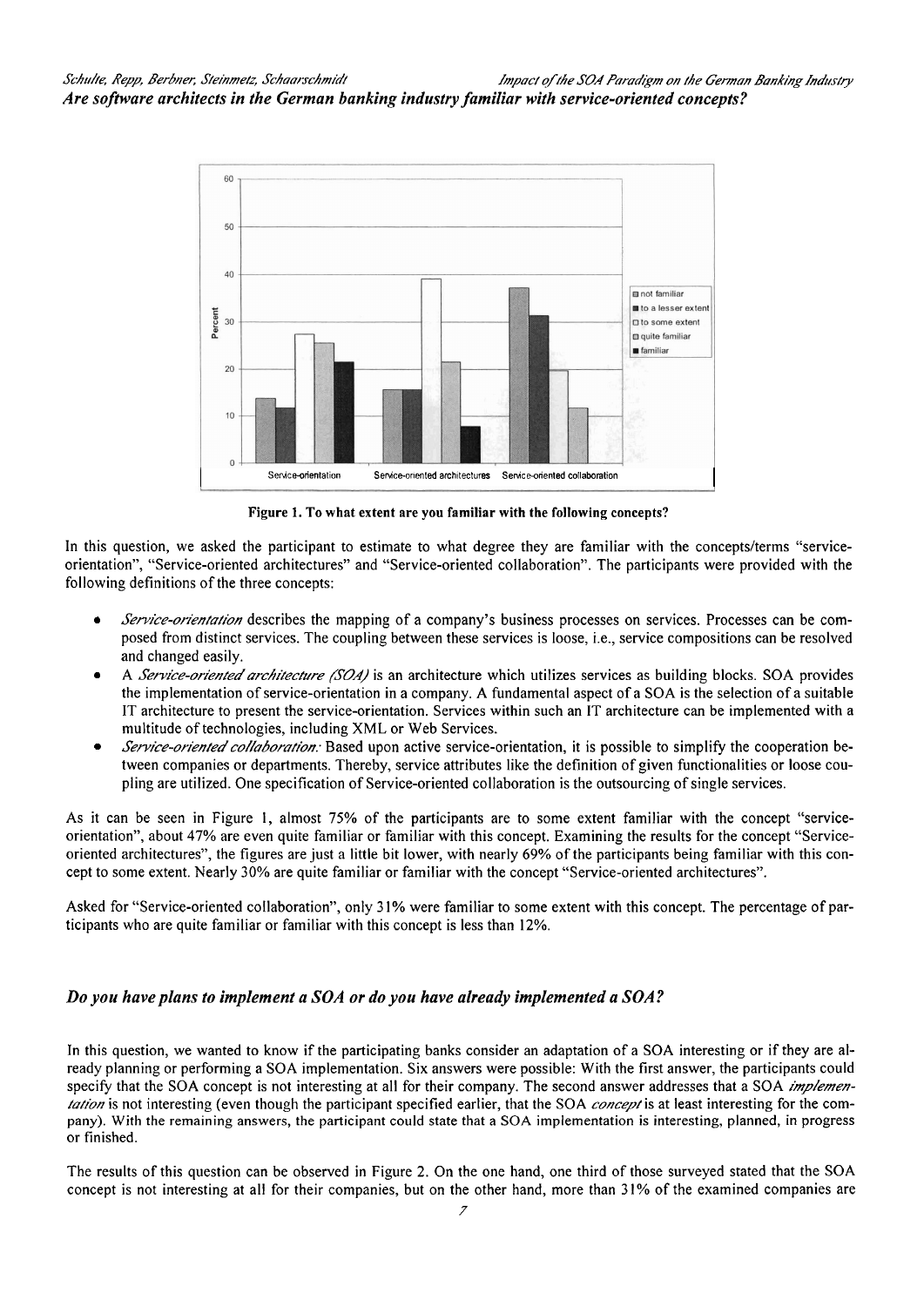### *Are software architects in the German banking industry familiar with service-oriented concepts?*

**Figure 1. To what extent are you familiar with the following concepts?**

In this question, we asked the participant to estimate to what degree they are familiar with the concepts/terms "service-orientation", "Service-oriented architectures" and "Service-oriented collaboration". The participants were provided with the following definitions of the three concepts:

- *Service-orientation* describes the mapping of a company's business processes on services. Processes can be composed from distinct services. The coupling between these services is loose, i.e., service compositions can be resolved and changed easily.
- A *Service-oriented architecture (SOA)* is an architecture which utilizes services as building blocks. SOA provides the implementation of service-orientation in a company. A fundamental aspect of a SOA is the selection of a suitable IT architecture to present the service-orientation. Services within such an IT architecture can be implemented with a multitude of technologies, including XML or Web Services.
- *Service-oriented collaboration:* Based upon active service-orientation, it is possible to simplify the cooperation between companies or departments. Thereby, service attributes like the definition of given functionalities or loose coupling are utilized. One specification of Service-oriented collaboration is the outsourcing of single services.

As it can be seen in Figure 1, almost 75% of the participants are to some extent familiar with the concept "service-orientation", about 47% are even quite familiar or familiar with this concept. Examining the results for the concept "Service-oriented architectures", the figures are just a little bit lower, with nearly 69% of the participants being familiar with this concept to some extent. Nearly 30% are quite familiar or familiar with the concept "Service-oriented architectures".

Asked for "Service-oriented collaboration", only 31% were familiar to some extent with this concept. The percentage of participants who are quite familiar or familiar with this concept is less than 12%.

### *Do you have plans to implement a SOA or do you have already implemented a SOA?*

In this question, we wanted to know if the participating banks consider an adaptation of a SOA interesting or if they are already planning or performing a SOA implementation. Six answers were possible: With the first answer, the participants could specify that the SOA concept is not interesting at all for their company. The second answer addresses that a SOA *implementation* is not interesting (even though the participant specified earlier, that the SOA *concept* is at least interesting for the company). With the remaining answers, the participant could state that a SOA implementation is interesting, planned, in progress or finished.

The results of this question can be observed in Figure 2. On the one hand, one third of those surveyed stated that the SOA concept is not interesting at all for their companies, but on the other hand, more than 31% of the examined companies are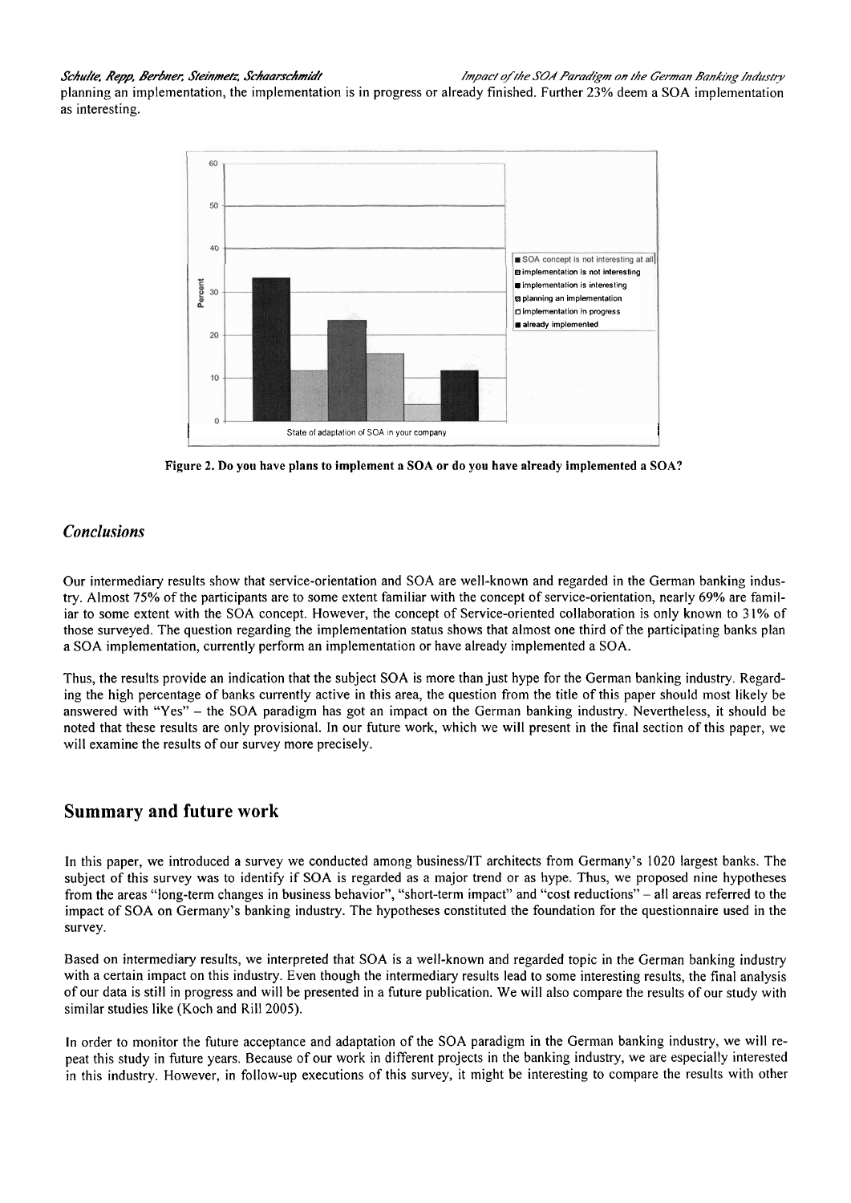planning an implementation, the implementation is in progress or already finished. Further 23% deem a SOA implementation as interesting.

Figure 2. Do you have plans to implement a SOA or do you have already implemented a SOA?

## Conclusions

Our intermediary results show that service-orientation and SOA are well-known and regarded in the German banking industry. Almost 75% of the participants are to some extent familiar with the concept of service-orientation, nearly 69% are familiar to some extent with the SOA concept. However, the concept of Service-oriented collaboration is only known to 31% of those surveyed. The question regarding the implementation status shows that almost one third of the participating banks plan a SOA implementation, currently perform an implementation or have already implemented a SOA.

Thus, the results provide an indication that the subject SOA is more than just hype for the German banking industry. Regarding the high percentage of banks currently active in this area, the question from the title of this paper should most likely be answered with "Yes" – the SOA paradigm has got an impact on the German banking industry. Nevertheless, it should be noted that these results are only provisional. In our future work, which we will present in the final section of this paper, we will examine the results of our survey more precisely.

# Summary and future work

In this paper, we introduced a survey we conducted among business/IT architects from Germany's 1020 largest banks. The subject of this survey was to identify if SOA is regarded as a major trend or as hype. Thus, we proposed nine hypotheses from the areas "long-term changes in business behavior", "short-term impact" and "cost reductions" – all areas referred to the impact of SOA on Germany's banking industry. The hypotheses constituted the foundation for the questionnaire used in the survey.

Based on intermediary results, we interpreted that SOA is a well-known and regarded topic in the German banking industry with a certain impact on this industry. Even though the intermediary results lead to some interesting results, the final analysis of our data is still in progress and will be presented in a future publication. We will also compare the results of our study with similar studies like (Koch and Rill 2005).

In order to monitor the future acceptance and adaptation of the SOA paradigm in the German banking industry, we will repeat this study in future years. Because of our work in different projects in the banking industry, we are especially interested in this industry. However, in follow-up executions of this survey, it might be interesting to compare the results with other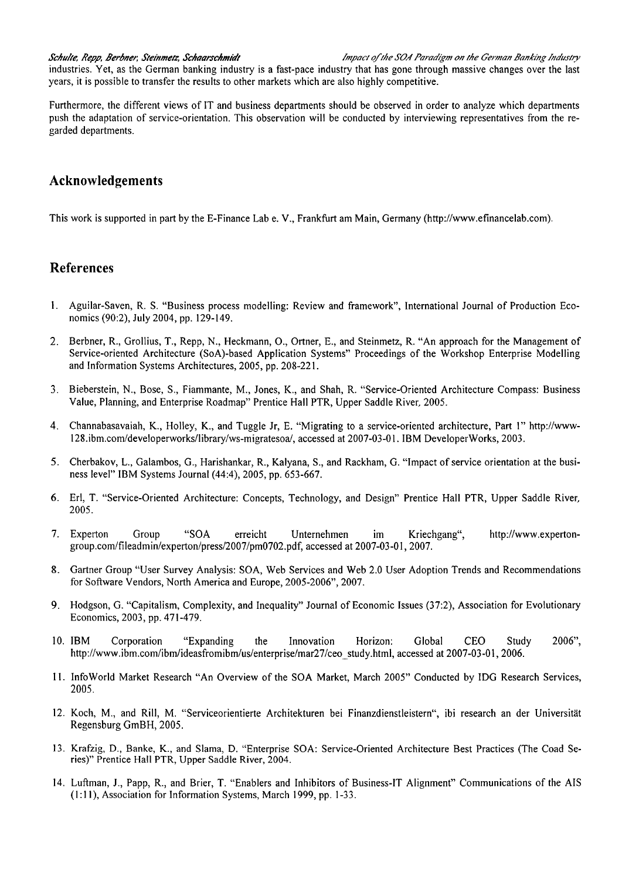industries. Yet, as the German banking industry is a fast-pace industry that has gone through massive changes over the last years, it is possible to transfer the results to other markets which are also highly competitive.

Furthermore, the different views of IT and business departments should be observed in order to analyze which departments push the adaptation of service-orientation. This observation will be conducted by interviewing representatives from the regarded departments.

## Acknowledgements

This work is supported in part by the E-Finance Lab e. V., Frankfurt am Main, Germany (http://www.efinancelab.com).

## References

1. Aguilar-Saven, R. S. "Business process modelling: Review and framework", International Journal of Production Economics (90:2), July 2004, pp. 129-149.

2. Berbner, R., Grollius, T., Repp, N., Heckmann, O., Ortner, E., and Steinmetz, R. "An approach for the Management of Service-oriented Architecture (SoA)-based Application Systems" Proceedings of the Workshop Enterprise Modelling and Information Systems Architectures, 2005, pp. 208-221.

3. Bieberstein, N., Bose, S., Fiammante, M., Jones, K., and Shah, R. "Service-Oriented Architecture Compass: Business Value, Planning, and Enterprise Roadmap" Prentice Hall PTR, Upper Saddle River, 2005.

4. Channabasavaiah, K., Holley, K., and Tuggle Jr, E. "Migrating to a service-oriented architecture, Part 1" http://www-128.ibm.com/developerworks/library/ws-migratesoa/, accessed at 2007-03-01. IBM DeveloperWorks, 2003.

5. Cherbakov, L., Galambos, G., Harishankar, R., Kalyana, S., and Rackham, G. "Impact of service orientation at the business level" IBM Systems Journal (44:4), 2005, pp. 653-667.

6. Erl, T. "Service-Oriented Architecture: Concepts, Technology, and Design" Prentice Hall PTR, Upper Saddle River, 2005.

7. Experton Group "SOA erreicht Unternehmen im Kriechgang", http://www.experton-group.com/fileadmin/experton/press/2007/pm0702.pdf, accessed at 2007-03-01, 2007.

8. Gartner Group "User Survey Analysis: SOA, Web Services and Web 2.0 User Adoption Trends and Recommendations for Software Vendors, North America and Europe, 2005-2006", 2007.

9. Hodgson, G. "Capitalism, Complexity, and Inequality" Journal of Economic Issues (37:2), Association for Evolutionary Economics, 2003, pp. 471-479.

10. IBM Corporation "Expanding the Innovation Horizon: Global CEO Study 2006", http://www.ibm.com/ibm/ideasfromibm/us/enterprise/mar27/ceo_study.html, accessed at 2007-03-01, 2006.

11. InfoWorld Market Research "An Overview of the SOA Market, March 2005" Conducted by IDG Research Services, 2005.

12. Koch, M., and Rill, M. "Serviceorientierte Architekturen bei Finanzdienstleistern", ibi research an der Universität Regensburg GmbH, 2005.

13. Krafzig, D., Banke, K., and Slama, D. "Enterprise SOA: Service-Oriented Architecture Best Practices (The Coad Series)" Prentice Hall PTR, Upper Saddle River, 2004.

14. Luftman, J., Papp, R., and Brier, T. "Enablers and Inhibitors of Business-IT Alignment" Communications of the AIS (1:11), Association for Information Systems, March 1999, pp. 1-33.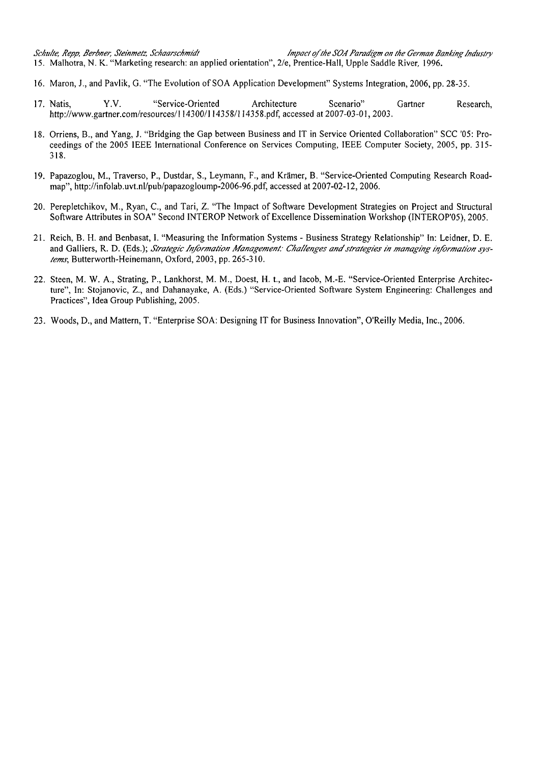15. Malhotra, N. K. "Marketing research: an applied orientation", 2/e, Prentice-Hall, Upple Saddle River, 1996.

16. Maron, J., and Pavlik, G. "The Evolution of SOA Application Development" Systems Integration, 2006, pp. 28-35.

17. Natis, Y.V. "Service-Oriented Architecture Scenario" Gartner Research, http://www.gartner.com/resources/114300/114358/114358.pdf, accessed at 2007-03-01, 2003.

18. Orriens, B., and Yang, J. "Bridging the Gap between Business and IT in Service Oriented Collaboration" SCC '05: Proceedings of the 2005 IEEE International Conference on Services Computing, IEEE Computer Society, 2005, pp. 315-318.

19. Papazoglou, M., Traverso, P., Dustdar, S., Leymann, F., and Krämer, B. "Service-Oriented Computing Research Roadmap", http://infolab.uvt.nl/pub/papazogloump-2006-96.pdf, accessed at 2007-02-12, 2006.

20. Perepletchikov, M., Ryan, C., and Tari, Z. "The Impact of Software Development Strategies on Project and Structural Software Attributes in SOA" Second INTEROP Network of Excellence Dissemination Workshop (INTEROP'05), 2005.

21. Reich, B. H. and Benbasat, I. "Measuring the Information Systems - Business Strategy Relationship" In: Leidner, D. E. and Galliers, R. D. (Eds.); *Strategic Information Management: Challenges and strategies in managing information systems*, Butterworth-Heinemann, Oxford, 2003, pp. 265-310.

22. Steen, M. W. A., Strating, P., Lankhorst, M. M., Doest, H. t., and Iacob, M.-E. "Service-Oriented Enterprise Architecture", In: Stojanovic, Z., and Dahanayake, A. (Eds.) "Service-Oriented Software System Engineering: Challenges and Practices", Idea Group Publishing, 2005.

23. Woods, D., and Mattern, T. "Enterprise SOA: Designing IT for Business Innovation", O'Reilly Media, Inc., 2006.